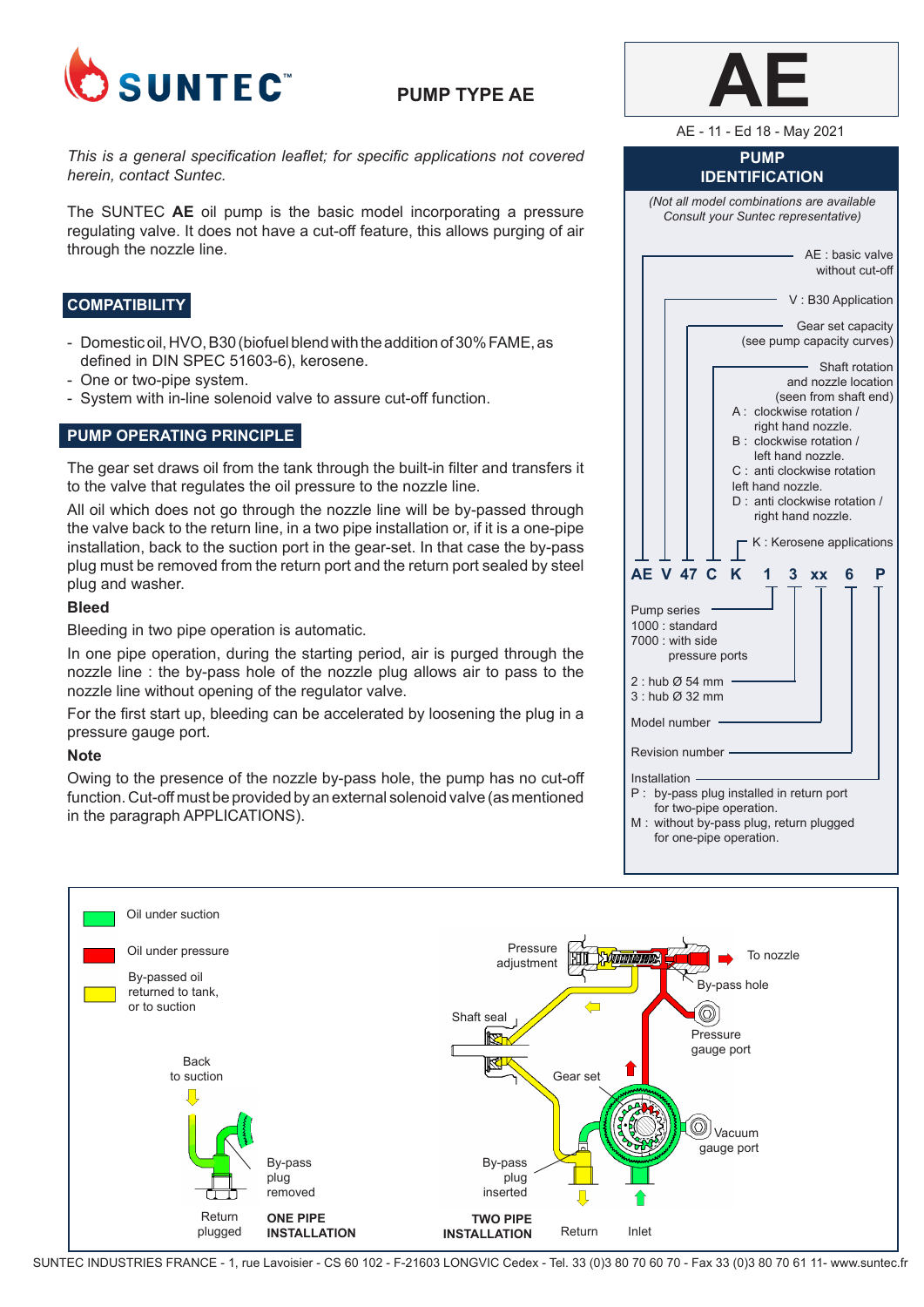# SUNTEC

## PUMP TYPE AE

# AE

AE - 11 - Ed 18 - May 2021

*This is a general specification leaflet; for specific applications not covered herein, contact Suntec.*

The SUNTEC **AE** oil pump is the basic model incorporating a pressure regulating valve. It does not have a cut-off feature, this allows purging of air through the nozzle line.

## COMPATIBILITY

- Domestic oil, HVO, B30 (biofuel blend with the addition of 30% FAME, as defined in DIN SPEC 51603-6), kerosene.
- One or two-pipe system.
- System with in-line solenoid valve to assure cut-off function.

## PUMP OPERATING PRINCIPLE

The gear set draws oil from the tank through the built-in filter and transfers it to the valve that regulates the oil pressure to the nozzle line.

All oil which does not go through the nozzle line will be by-passed through the valve back to the return line, in a two pipe installation or, if it is a one-pipe installation, back to the suction port in the gear-set. In that case the by-pass plug must be removed from the return port and the return port sealed by steel plug and washer.

### Bleed

Bleeding in two pipe operation is automatic.

In one pipe operation, during the starting period, air is purged through the nozzle line : the by-pass hole of the nozzle plug allows air to pass to the nozzle line without opening of the regulator valve.

For the first start up, bleeding can be accelerated by loosening the plug in a pressure gauge port.

### Note

Owing to the presence of the nozzle by-pass hole, the pump has no cut-off function. Cut-off must be provided by an external solenoid valve (as mentioned in the paragraph APPLICATIONS).

## PUMP IDENTIFICATION

*(Not all model combinations are available Consult your Suntec representative)*

**AE V 47 C K 1 3 xx 6 P**

- AE : basic valve without cut-off
- V : B30 Application
- Gear set capacity (see pump capacity curves)
- Shaft rotation and nozzle location (seen from shaft end)
  - A : clockwise rotation / right hand nozzle.
  - B : clockwise rotation / left hand nozzle.
  - C : anti clockwise rotation left hand nozzle.
  - D : anti clockwise rotation / right hand nozzle.
- K : Kerosene applications
- Pump series
  - 1000 : standard
  - 7000 : with side pressure ports
- 2 : hub Ø 54 mm
- 3 : hub Ø 32 mm
- Model number
- Revision number
- Installation
  - P : by-pass plug installed in return port for two-pipe operation.
  - M : without by-pass plug, return plugged for one-pipe operation.

Oil under suction
Oil under pressure
By-passed oil returned to tank, or to suction

Back to suction — By-pass plug removed — Return plugged — **ONE PIPE INSTALLATION**

Pressure adjustment — To nozzle — By-pass hole — Shaft seal — Pressure gauge port — Gear set — Vacuum gauge port — By-pass plug inserted — Return — Inlet — **TWO PIPE INSTALLATION**

SUNTEC INDUSTRIES FRANCE - 1, rue Lavoisier - CS 60 102 - F-21603 LONGVIC Cedex - Tel. 33 (0)3 80 70 60 70 - Fax 33 (0)3 80 70 61 11- www.suntec.fr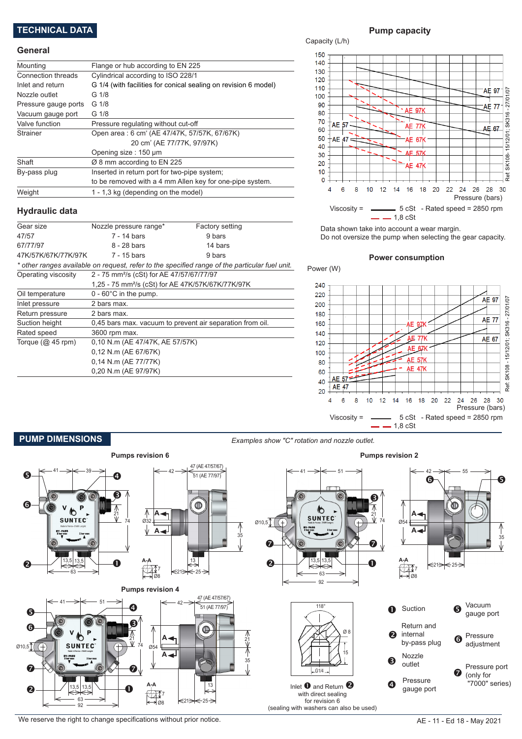## TECHNICAL DATA

### General

| | |
|---|---|
| Mounting | Flange or hub according to EN 225 |
| Connection threads | Cylindrical according to ISO 228/1 |
| Inlet and return | G 1/4 (with facilities for conical sealing on revision 6 model) |
| Nozzle outlet | G 1/8 |
| Pressure gauge ports | G 1/8 |
| Vacuum gauge port | G 1/8 |
| Valve function | Pressure regulating without cut-off |
| Strainer | Open area : 6 cm² (AE 47/47K, 57/57K, 67/67K)<br>20 cm² (AE 77/77K, 97/97K)<br>Opening size : 150 µm |
| Shaft | Ø 8 mm according to EN 225 |
| By-pass plug | Inserted in return port for two-pipe system;<br>to be removed with a 4 mm Allen key for one-pipe system. |
| Weight | 1 - 1,3 kg (depending on the model) |

### Hydraulic data

| Gear size | Nozzle pressure range* | Factory setting |
|---|---|---|
| 47/57 | 7 - 14 bars | 9 bars |
| 67/77/97 | 8 - 28 bars | 14 bars |
| 47K/57K/67K/77K/97K | 7 - 15 bars | 9 bars |

*\* other ranges available on request, refer to the specified range of the particular fuel unit.*

| | |
|---|---|
| Operating viscosity | 2 - 75 mm²/s (cSt) for AE 47/57/67/77/97<br>1,25 - 75 mm²/s (cSt) for AE 47K/57K/67K/77K/97K |
| Oil temperature | 0 - 60°C in the pump. |
| Inlet pressure | 2 bars max. |
| Return pressure | 2 bars max. |
| Suction height | 0,45 bars max. vacuum to prevent air separation from oil. |
| Rated speed | 3600 rpm max. |
| Torque (@ 45 rpm) | 0,10 N.m (AE 47/47K, AE 57/57K)<br>0,12 N.m (AE 67/67K)<br>0,14 N.m (AE 77/77K)<br>0,20 N.m (AE 97/97K) |

### Pump capacity

Capacity (L/h)

AE 97, AE 77, AE 67, AE 57, AE 47, AE 97K, AE 77K, AE 67K, AE 57K, AE 47K

Pressure (bars)

Viscosity = 5 cSt (solid line), 1,8 cSt (dashed line) - Rated speed = 2850 rpm

Ref: SK108 - 15/12/01; SK316 - 27/01/07

Data shown take into account a wear margin.
Do not oversize the pump when selecting the gear capacity.

### Power consumption

Power (W)

AE 97, AE 77, AE 67, AE 57, AE 47, AE 97K, AE 77K, AE 67K, AE 57K, AE 47K

Pressure (bars)

Viscosity = 5 cSt (solid line), 1,8 cSt (dashed line) - Rated speed = 2850 rpm

Ref: SK108 - 15/12/01; SK316 - 27/01/07

## PUMP DIMENSIONS

*Examples show "C" rotation and nozzle outlet.*

**Pumps revision 6**

**Pumps revision 2**

**Pumps revision 4**

Inlet ❶ and Return ❷ with direct sealing for revision 6 (sealing with washers can also be used)

1. Suction
2. Return and internal by-pass plug
3. Nozzle outlet
4. Pressure gauge port
5. Vacuum gauge port
6. Pressure adjustment
7. Pressure port (only for "7000" series)

We reserve the right to change specifications without prior notice.

AE - 11 - Ed 18 - May 2021